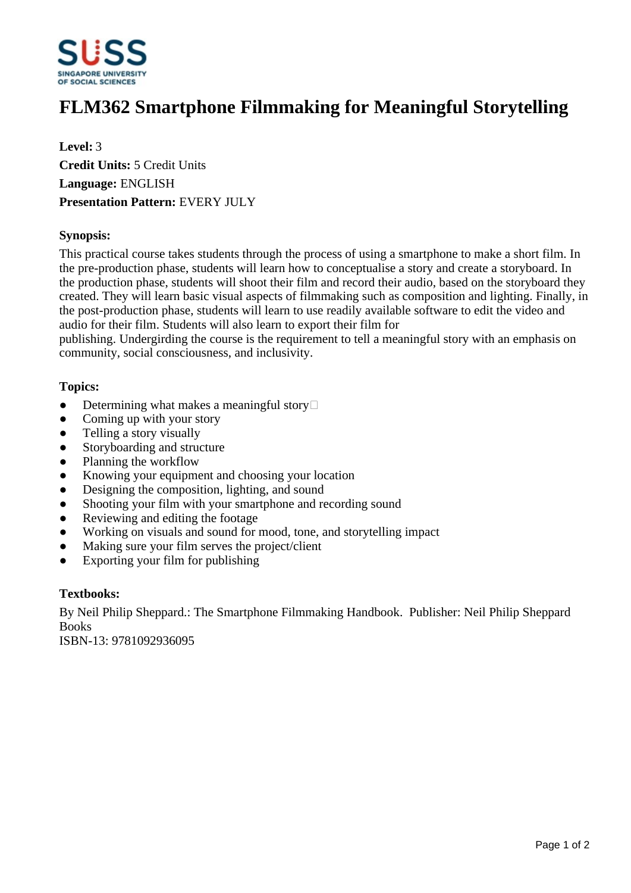# FLM362 Smartphone Filmmaking for Meaningful Storytelling

**Level:** 3
**Credit Units:** 5 Credit Units
**Language:** ENGLISH
**Presentation Pattern:** EVERY JULY

**Synopsis:**

This practical course takes students through the process of using a smartphone to make a short film. In the pre-production phase, students will learn how to conceptualise a story and create a storyboard. In the production phase, students will shoot their film and record their audio, based on the storyboard they created. They will learn basic visual aspects of filmmaking such as composition and lighting. Finally, in the post-production phase, students will learn to use readily available software to edit the video and audio for their film. Students will also learn to export their film for publishing. Undergirding the course is the requirement to tell a meaningful story with an emphasis on community, social consciousness, and inclusivity.

**Topics:**

- Determining what makes a meaningful story
- Coming up with your story
- Telling a story visually
- Storyboarding and structure
- Planning the workflow
- Knowing your equipment and choosing your location
- Designing the composition, lighting, and sound
- Shooting your film with your smartphone and recording sound
- Reviewing and editing the footage
- Working on visuals and sound for mood, tone, and storytelling impact
- Making sure your film serves the project/client
- Exporting your film for publishing

**Textbooks:**

By Neil Philip Sheppard.: The Smartphone Filmmaking Handbook. Publisher: Neil Philip Sheppard Books
ISBN-13: 9781092936095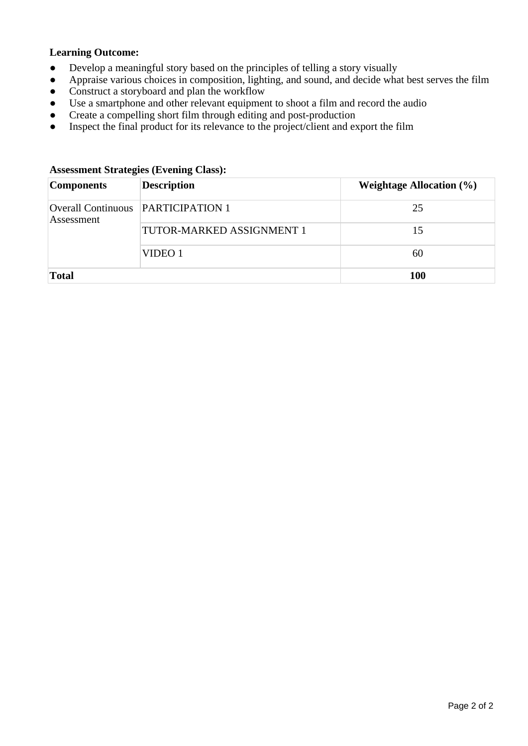**Learning Outcome:**

- Develop a meaningful story based on the principles of telling a story visually
- Appraise various choices in composition, lighting, and sound, and decide what best serves the film
- Construct a storyboard and plan the workflow
- Use a smartphone and other relevant equipment to shoot a film and record the audio
- Create a compelling short film through editing and post-production
- Inspect the final product for its relevance to the project/client and export the film

**Assessment Strategies (Evening Class):**

| **Components** | **Description** | **Weightage Allocation (%)** |
|---|---|---|
| Overall Continuous Assessment | PARTICIPATION 1 | 25 |
| | TUTOR-MARKED ASSIGNMENT 1 | 15 |
| | VIDEO 1 | 60 |
| **Total** | | **100** |